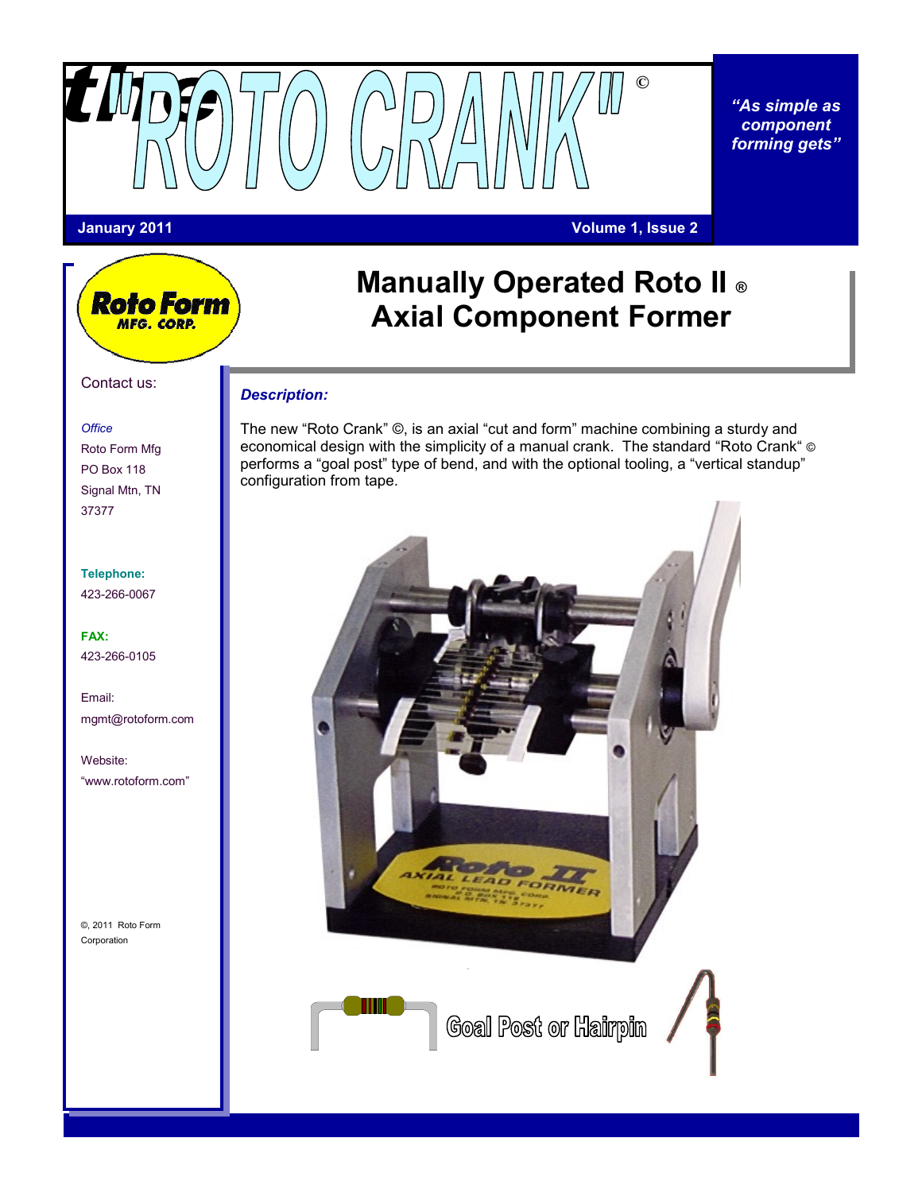# "ROTO CRANK" ©

*"As simple as component forming gets"*

January 2011

Roto Form MFG. CORP.

Contact us:

*Office*
Roto Form Mfg
PO Box 118
Signal Mtn, TN
37377

**Telephone:**
423-266-0067

**FAX:**
423-266-0105

Email:
mgmt@rotoform.com

Website:
"www.rotoform.com"

©, 2011 Roto Form Corporation

## Manually Operated Roto II ® Axial Component Former

### *Description:*

The new "Roto Crank" ©, is an axial "cut and form" machine combining a sturdy and economical design with the simplicity of a manual crank. The standard "Roto Crank" © performs a "goal post" type of bend, and with the optional tooling, a "vertical standup" configuration from tape.

Goal Post or Hairpin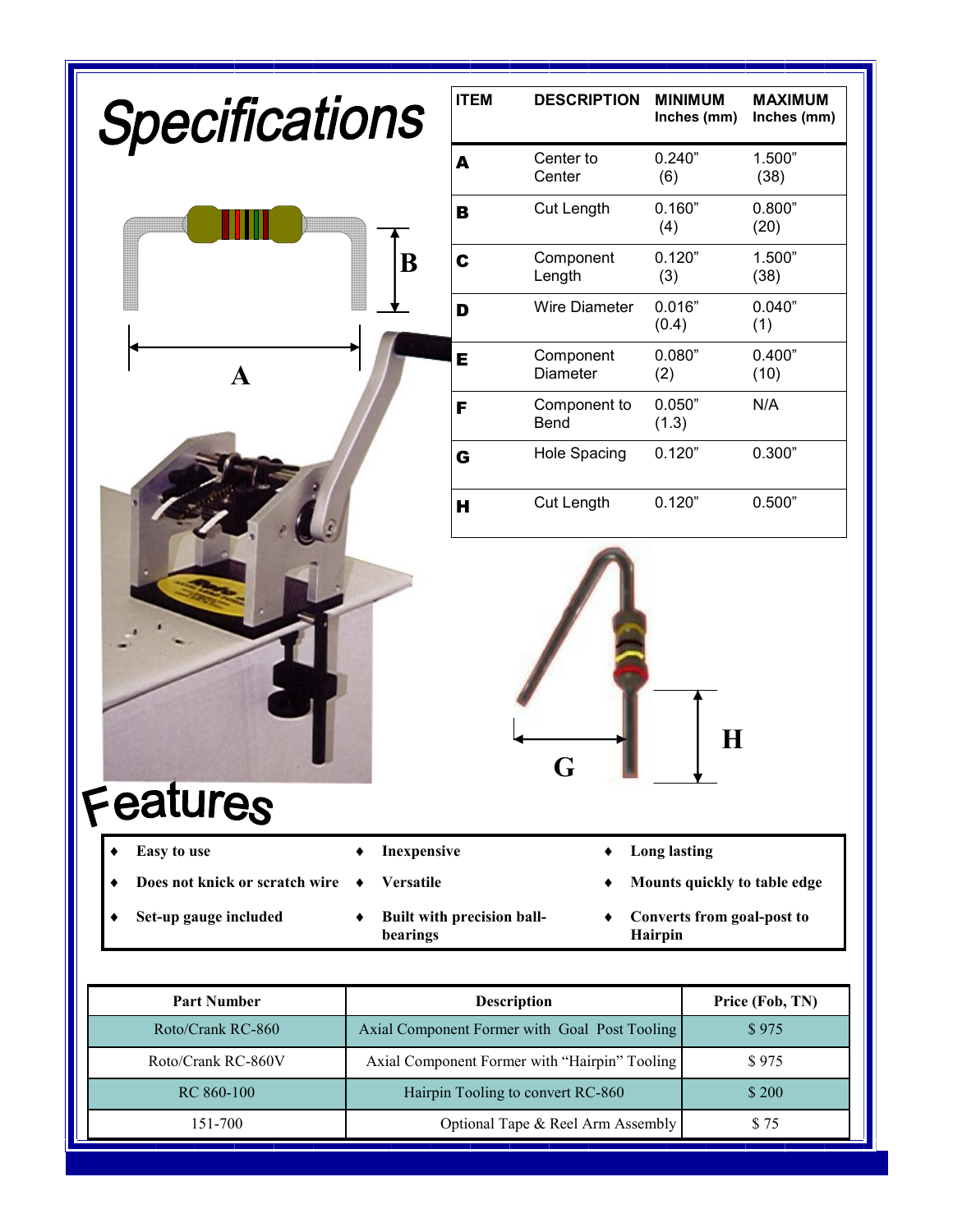# Specifications

| ITEM | DESCRIPTION | MINIMUM Inches (mm) | MAXIMUM Inches (mm) |
|---|---|---|---|
| A | Center to Center | 0.240" (6) | 1.500" (38) |
| B | Cut Length | 0.160" (4) | 0.800" (20) |
| C | Component Length | 0.120" (3) | 1.500" (38) |
| D | Wire Diameter | 0.016" (0.4) | 0.040" (1) |
| E | Component Diameter | 0.080" (2) | 0.400" (10) |
| F | Component to Bend | 0.050" (1.3) | N/A |
| G | Hole Spacing | 0.120" | 0.300" |
| H | Cut Length | 0.120" | 0.500" |

B

A

H

G

# Features

- **Easy to use**
- **Inexpensive**
- **Long lasting**
- **Does not knick or scratch wire**
- **Versatile**
- **Mounts quickly to table edge**
- **Set-up gauge included**
- **Built with precision ball-bearings**
- **Converts from goal-post to Hairpin**

| Part Number | Description | Price (Fob, TN) |
|---|---|---|
| Roto/Crank RC-860 | Axial Component Former with Goal Post Tooling | $ 975 |
| Roto/Crank RC-860V | Axial Component Former with "Hairpin" Tooling | $ 975 |
| RC 860-100 | Hairpin Tooling to convert RC-860 | $ 200 |
| 151-700 | Optional Tape & Reel Arm Assembly | $ 75 |